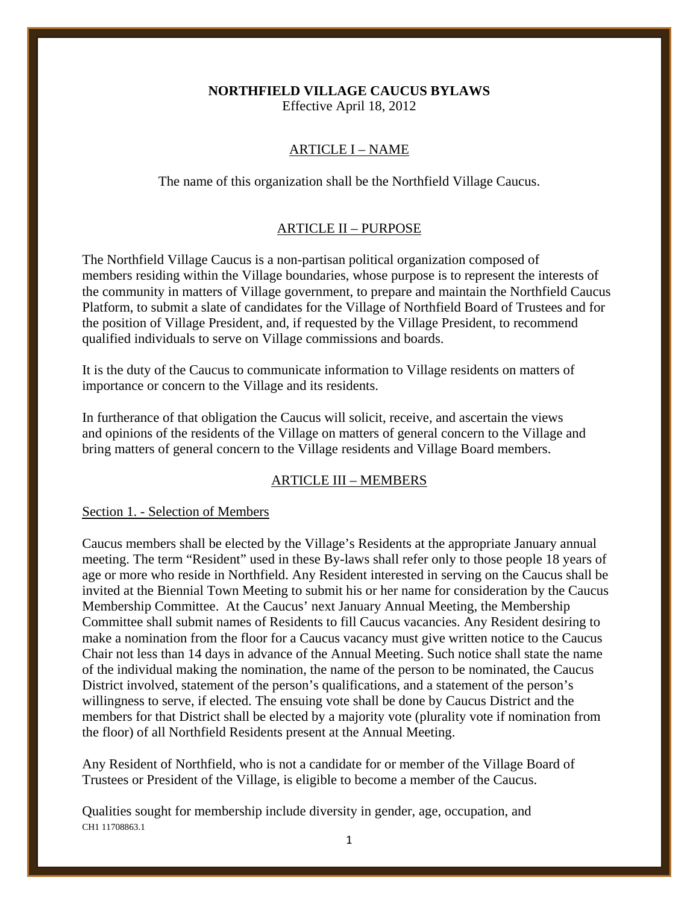# NORTHFIELD VILLAGE CAUCUS BYLAWS

Effective April 18, 2012

## ARTICLE I – NAME

The name of this organization shall be the Northfield Village Caucus.

## ARTICLE II – PURPOSE

The Northfield Village Caucus is a non-partisan political organization composed of members residing within the Village boundaries, whose purpose is to represent the interests of the community in matters of Village government, to prepare and maintain the Northfield Caucus Platform, to submit a slate of candidates for the Village of Northfield Board of Trustees and for the position of Village President, and, if requested by the Village President, to recommend qualified individuals to serve on Village commissions and boards.

It is the duty of the Caucus to communicate information to Village residents on matters of importance or concern to the Village and its residents.

In furtherance of that obligation the Caucus will solicit, receive, and ascertain the views and opinions of the residents of the Village on matters of general concern to the Village and bring matters of general concern to the Village residents and Village Board members.

## ARTICLE III – MEMBERS

### Section 1. - Selection of Members

Caucus members shall be elected by the Village's Residents at the appropriate January annual meeting. The term "Resident" used in these By-laws shall refer only to those people 18 years of age or more who reside in Northfield. Any Resident interested in serving on the Caucus shall be invited at the Biennial Town Meeting to submit his or her name for consideration by the Caucus Membership Committee. At the Caucus' next January Annual Meeting, the Membership Committee shall submit names of Residents to fill Caucus vacancies. Any Resident desiring to make a nomination from the floor for a Caucus vacancy must give written notice to the Caucus Chair not less than 14 days in advance of the Annual Meeting. Such notice shall state the name of the individual making the nomination, the name of the person to be nominated, the Caucus District involved, statement of the person's qualifications, and a statement of the person's willingness to serve, if elected. The ensuing vote shall be done by Caucus District and the members for that District shall be elected by a majority vote (plurality vote if nomination from the floor) of all Northfield Residents present at the Annual Meeting.

Any Resident of Northfield, who is not a candidate for or member of the Village Board of Trustees or President of the Village, is eligible to become a member of the Caucus.

Qualities sought for membership include diversity in gender, age, occupation, and

CH1 11708863.1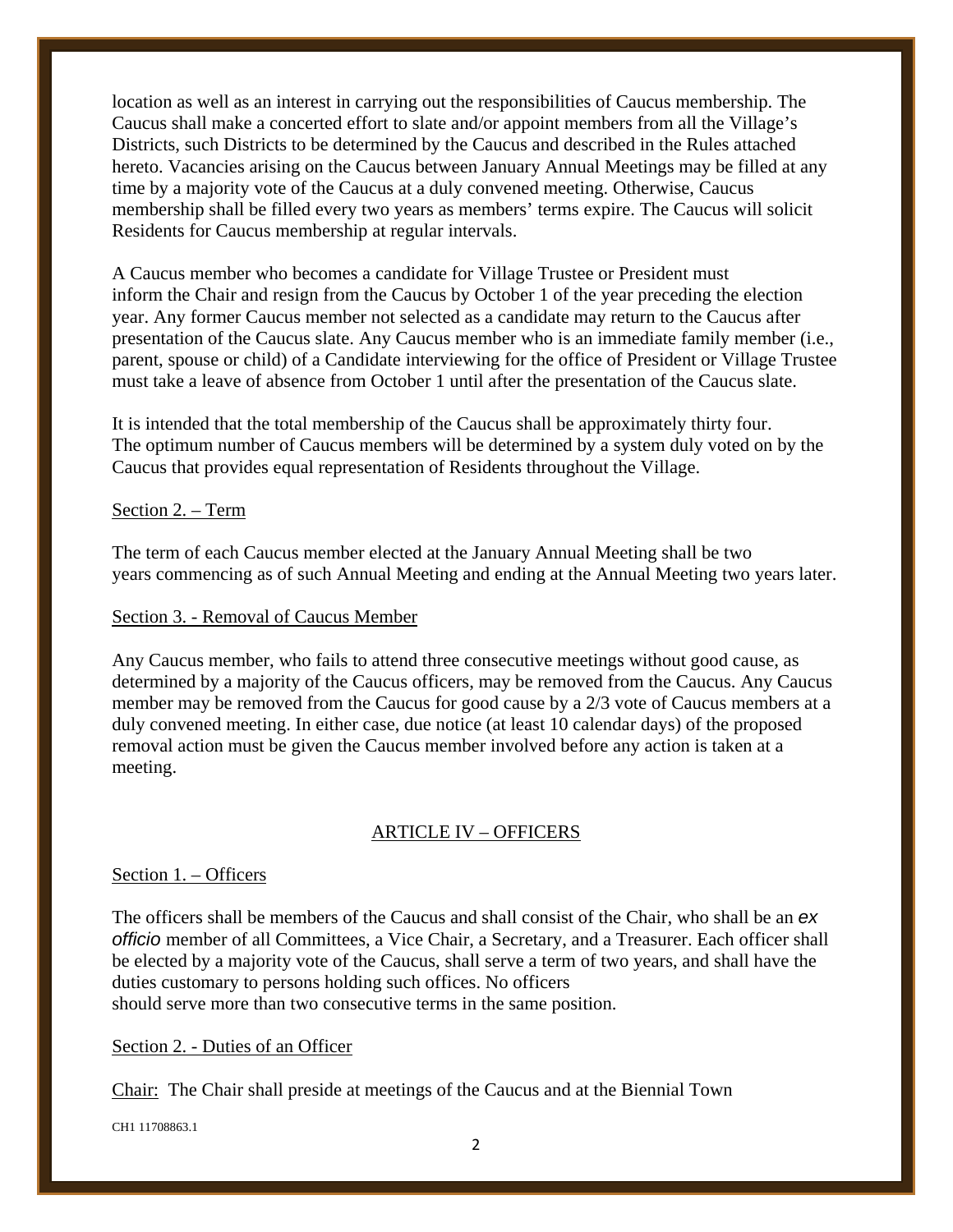location as well as an interest in carrying out the responsibilities of Caucus membership. The Caucus shall make a concerted effort to slate and/or appoint members from all the Village's Districts, such Districts to be determined by the Caucus and described in the Rules attached hereto. Vacancies arising on the Caucus between January Annual Meetings may be filled at any time by a majority vote of the Caucus at a duly convened meeting. Otherwise, Caucus membership shall be filled every two years as members' terms expire. The Caucus will solicit Residents for Caucus membership at regular intervals.

A Caucus member who becomes a candidate for Village Trustee or President must inform the Chair and resign from the Caucus by October 1 of the year preceding the election year. Any former Caucus member not selected as a candidate may return to the Caucus after presentation of the Caucus slate. Any Caucus member who is an immediate family member (i.e., parent, spouse or child) of a Candidate interviewing for the office of President or Village Trustee must take a leave of absence from October 1 until after the presentation of the Caucus slate.

It is intended that the total membership of the Caucus shall be approximately thirty four. The optimum number of Caucus members will be determined by a system duly voted on by the Caucus that provides equal representation of Residents throughout the Village.

Section 2. – Term

The term of each Caucus member elected at the January Annual Meeting shall be two years commencing as of such Annual Meeting and ending at the Annual Meeting two years later.

Section 3. - Removal of Caucus Member

Any Caucus member, who fails to attend three consecutive meetings without good cause, as determined by a majority of the Caucus officers, may be removed from the Caucus. Any Caucus member may be removed from the Caucus for good cause by a 2/3 vote of Caucus members at a duly convened meeting. In either case, due notice (at least 10 calendar days) of the proposed removal action must be given the Caucus member involved before any action is taken at a meeting.

## ARTICLE IV – OFFICERS

Section 1. – Officers

The officers shall be members of the Caucus and shall consist of the Chair, who shall be an *ex officio* member of all Committees, a Vice Chair, a Secretary, and a Treasurer. Each officer shall be elected by a majority vote of the Caucus, shall serve a term of two years, and shall have the duties customary to persons holding such offices. No officers should serve more than two consecutive terms in the same position.

Section 2. - Duties of an Officer

Chair: The Chair shall preside at meetings of the Caucus and at the Biennial Town

CH1 11708863.1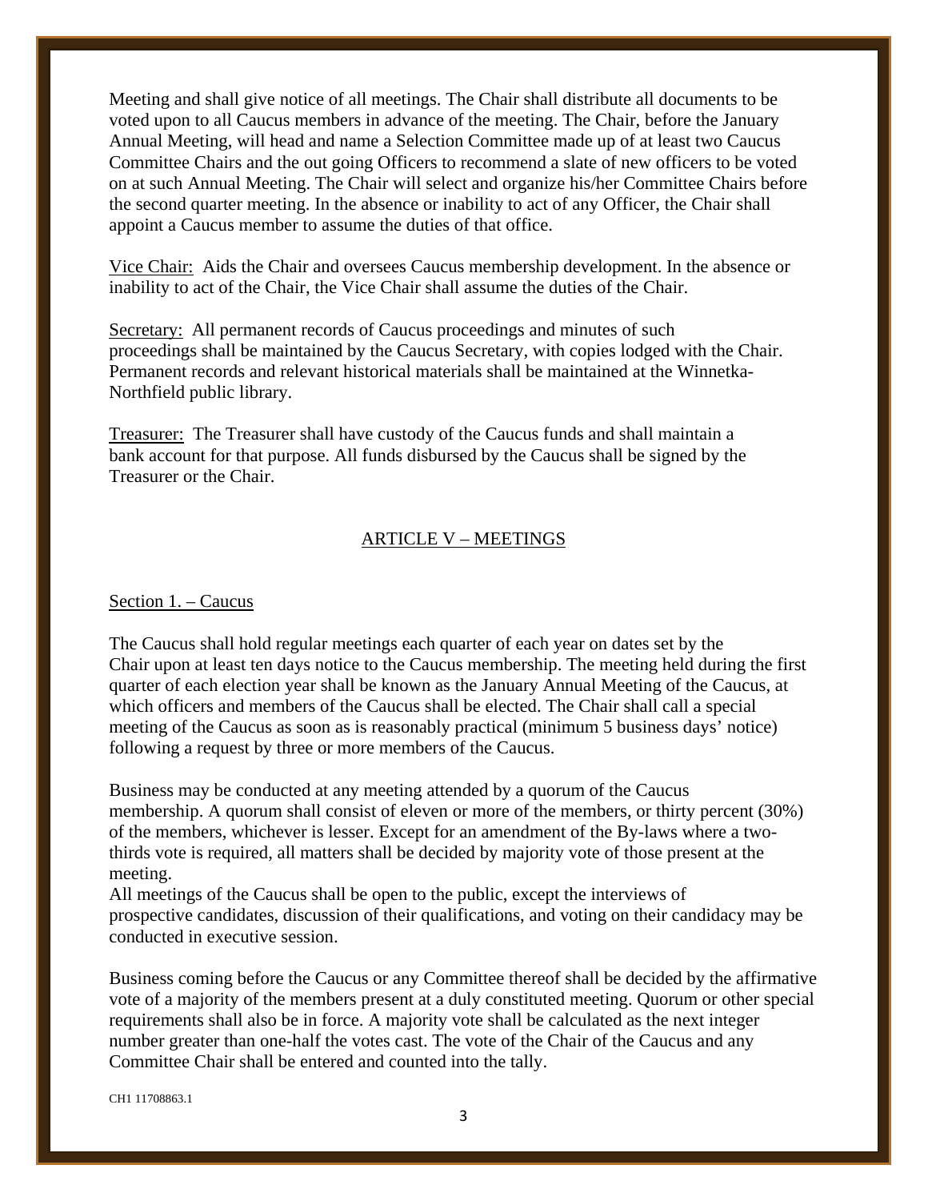Meeting and shall give notice of all meetings. The Chair shall distribute all documents to be voted upon to all Caucus members in advance of the meeting. The Chair, before the January Annual Meeting, will head and name a Selection Committee made up of at least two Caucus Committee Chairs and the out going Officers to recommend a slate of new officers to be voted on at such Annual Meeting. The Chair will select and organize his/her Committee Chairs before the second quarter meeting. In the absence or inability to act of any Officer, the Chair shall appoint a Caucus member to assume the duties of that office.

<u>Vice Chair:</u> Aids the Chair and oversees Caucus membership development. In the absence or inability to act of the Chair, the Vice Chair shall assume the duties of the Chair.

<u>Secretary:</u> All permanent records of Caucus proceedings and minutes of such proceedings shall be maintained by the Caucus Secretary, with copies lodged with the Chair. Permanent records and relevant historical materials shall be maintained at the Winnetka-Northfield public library.

<u>Treasurer:</u> The Treasurer shall have custody of the Caucus funds and shall maintain a bank account for that purpose. All funds disbursed by the Caucus shall be signed by the Treasurer or the Chair.

## ARTICLE V – MEETINGS

### Section 1. – Caucus

The Caucus shall hold regular meetings each quarter of each year on dates set by the Chair upon at least ten days notice to the Caucus membership. The meeting held during the first quarter of each election year shall be known as the January Annual Meeting of the Caucus, at which officers and members of the Caucus shall be elected. The Chair shall call a special meeting of the Caucus as soon as is reasonably practical (minimum 5 business days' notice) following a request by three or more members of the Caucus.

Business may be conducted at any meeting attended by a quorum of the Caucus membership. A quorum shall consist of eleven or more of the members, or thirty percent (30%) of the members, whichever is lesser. Except for an amendment of the By-laws where a two-thirds vote is required, all matters shall be decided by majority vote of those present at the meeting.

All meetings of the Caucus shall be open to the public, except the interviews of prospective candidates, discussion of their qualifications, and voting on their candidacy may be conducted in executive session.

Business coming before the Caucus or any Committee thereof shall be decided by the affirmative vote of a majority of the members present at a duly constituted meeting. Quorum or other special requirements shall also be in force. A majority vote shall be calculated as the next integer number greater than one-half the votes cast. The vote of the Chair of the Caucus and any Committee Chair shall be entered and counted into the tally.

CH1 11708863.1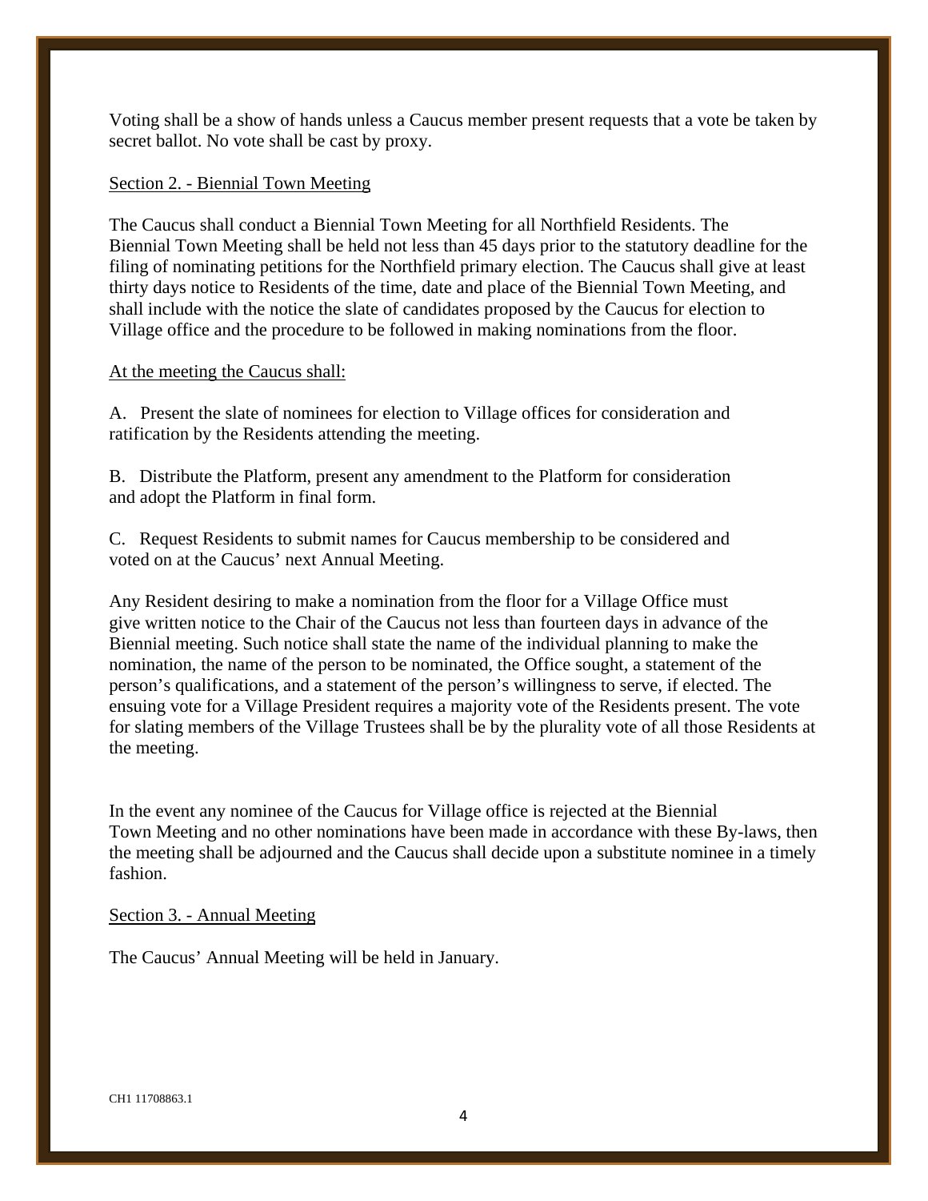Voting shall be a show of hands unless a Caucus member present requests that a vote be taken by secret ballot. No vote shall be cast by proxy.

Section 2. - Biennial Town Meeting

The Caucus shall conduct a Biennial Town Meeting for all Northfield Residents. The Biennial Town Meeting shall be held not less than 45 days prior to the statutory deadline for the filing of nominating petitions for the Northfield primary election. The Caucus shall give at least thirty days notice to Residents of the time, date and place of the Biennial Town Meeting, and shall include with the notice the slate of candidates proposed by the Caucus for election to Village office and the procedure to be followed in making nominations from the floor.

At the meeting the Caucus shall:

A. Present the slate of nominees for election to Village offices for consideration and ratification by the Residents attending the meeting.

B. Distribute the Platform, present any amendment to the Platform for consideration and adopt the Platform in final form.

C. Request Residents to submit names for Caucus membership to be considered and voted on at the Caucus' next Annual Meeting.

Any Resident desiring to make a nomination from the floor for a Village Office must give written notice to the Chair of the Caucus not less than fourteen days in advance of the Biennial meeting. Such notice shall state the name of the individual planning to make the nomination, the name of the person to be nominated, the Office sought, a statement of the person's qualifications, and a statement of the person's willingness to serve, if elected. The ensuing vote for a Village President requires a majority vote of the Residents present. The vote for slating members of the Village Trustees shall be by the plurality vote of all those Residents at the meeting.

In the event any nominee of the Caucus for Village office is rejected at the Biennial Town Meeting and no other nominations have been made in accordance with these By-laws, then the meeting shall be adjourned and the Caucus shall decide upon a substitute nominee in a timely fashion.

Section 3. - Annual Meeting

The Caucus' Annual Meeting will be held in January.

CH1 11708863.1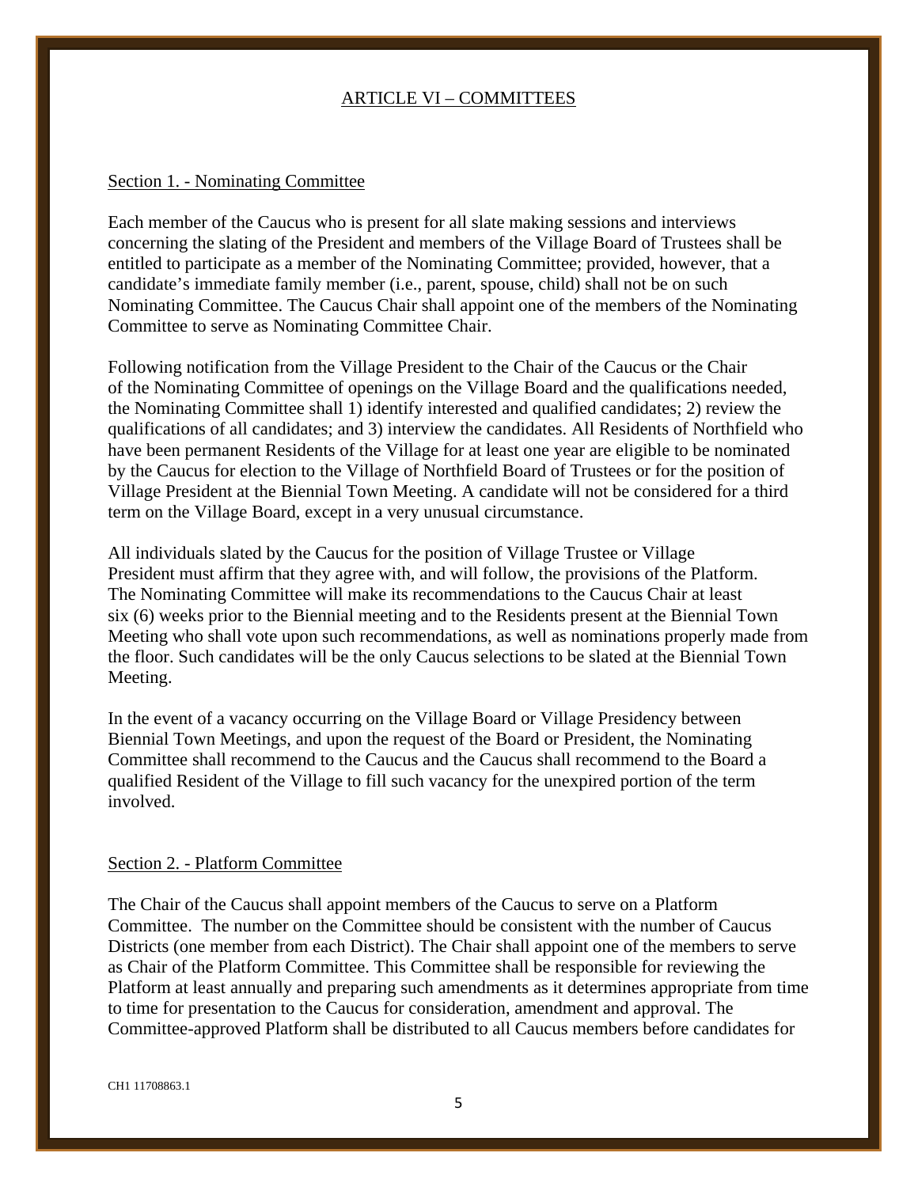## ARTICLE VI – COMMITTEES

### Section 1. - Nominating Committee

Each member of the Caucus who is present for all slate making sessions and interviews concerning the slating of the President and members of the Village Board of Trustees shall be entitled to participate as a member of the Nominating Committee; provided, however, that a candidate's immediate family member (i.e., parent, spouse, child) shall not be on such Nominating Committee. The Caucus Chair shall appoint one of the members of the Nominating Committee to serve as Nominating Committee Chair.

Following notification from the Village President to the Chair of the Caucus or the Chair of the Nominating Committee of openings on the Village Board and the qualifications needed, the Nominating Committee shall 1) identify interested and qualified candidates; 2) review the qualifications of all candidates; and 3) interview the candidates. All Residents of Northfield who have been permanent Residents of the Village for at least one year are eligible to be nominated by the Caucus for election to the Village of Northfield Board of Trustees or for the position of Village President at the Biennial Town Meeting. A candidate will not be considered for a third term on the Village Board, except in a very unusual circumstance.

All individuals slated by the Caucus for the position of Village Trustee or Village President must affirm that they agree with, and will follow, the provisions of the Platform. The Nominating Committee will make its recommendations to the Caucus Chair at least six (6) weeks prior to the Biennial meeting and to the Residents present at the Biennial Town Meeting who shall vote upon such recommendations, as well as nominations properly made from the floor. Such candidates will be the only Caucus selections to be slated at the Biennial Town Meeting.

In the event of a vacancy occurring on the Village Board or Village Presidency between Biennial Town Meetings, and upon the request of the Board or President, the Nominating Committee shall recommend to the Caucus and the Caucus shall recommend to the Board a qualified Resident of the Village to fill such vacancy for the unexpired portion of the term involved.

### Section 2. - Platform Committee

The Chair of the Caucus shall appoint members of the Caucus to serve on a Platform Committee. The number on the Committee should be consistent with the number of Caucus Districts (one member from each District). The Chair shall appoint one of the members to serve as Chair of the Platform Committee. This Committee shall be responsible for reviewing the Platform at least annually and preparing such amendments as it determines appropriate from time to time for presentation to the Caucus for consideration, amendment and approval. The Committee-approved Platform shall be distributed to all Caucus members before candidates for

CH1 11708863.1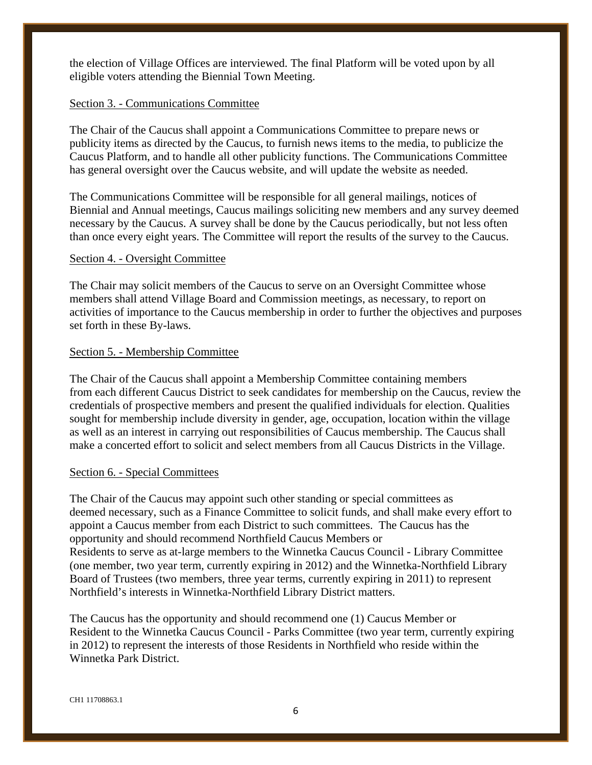the election of Village Offices are interviewed. The final Platform will be voted upon by all eligible voters attending the Biennial Town Meeting.

Section 3. - Communications Committee

The Chair of the Caucus shall appoint a Communications Committee to prepare news or publicity items as directed by the Caucus, to furnish news items to the media, to publicize the Caucus Platform, and to handle all other publicity functions. The Communications Committee has general oversight over the Caucus website, and will update the website as needed.

The Communications Committee will be responsible for all general mailings, notices of Biennial and Annual meetings, Caucus mailings soliciting new members and any survey deemed necessary by the Caucus. A survey shall be done by the Caucus periodically, but not less often than once every eight years. The Committee will report the results of the survey to the Caucus.

Section 4. - Oversight Committee

The Chair may solicit members of the Caucus to serve on an Oversight Committee whose members shall attend Village Board and Commission meetings, as necessary, to report on activities of importance to the Caucus membership in order to further the objectives and purposes set forth in these By-laws.

Section 5. - Membership Committee

The Chair of the Caucus shall appoint a Membership Committee containing members from each different Caucus District to seek candidates for membership on the Caucus, review the credentials of prospective members and present the qualified individuals for election. Qualities sought for membership include diversity in gender, age, occupation, location within the village as well as an interest in carrying out responsibilities of Caucus membership. The Caucus shall make a concerted effort to solicit and select members from all Caucus Districts in the Village.

Section 6. - Special Committees

The Chair of the Caucus may appoint such other standing or special committees as deemed necessary, such as a Finance Committee to solicit funds, and shall make every effort to appoint a Caucus member from each District to such committees. The Caucus has the opportunity and should recommend Northfield Caucus Members or Residents to serve as at-large members to the Winnetka Caucus Council - Library Committee (one member, two year term, currently expiring in 2012) and the Winnetka-Northfield Library Board of Trustees (two members, three year terms, currently expiring in 2011) to represent Northfield's interests in Winnetka-Northfield Library District matters.

The Caucus has the opportunity and should recommend one (1) Caucus Member or Resident to the Winnetka Caucus Council - Parks Committee (two year term, currently expiring in 2012) to represent the interests of those Residents in Northfield who reside within the Winnetka Park District.

CH1 11708863.1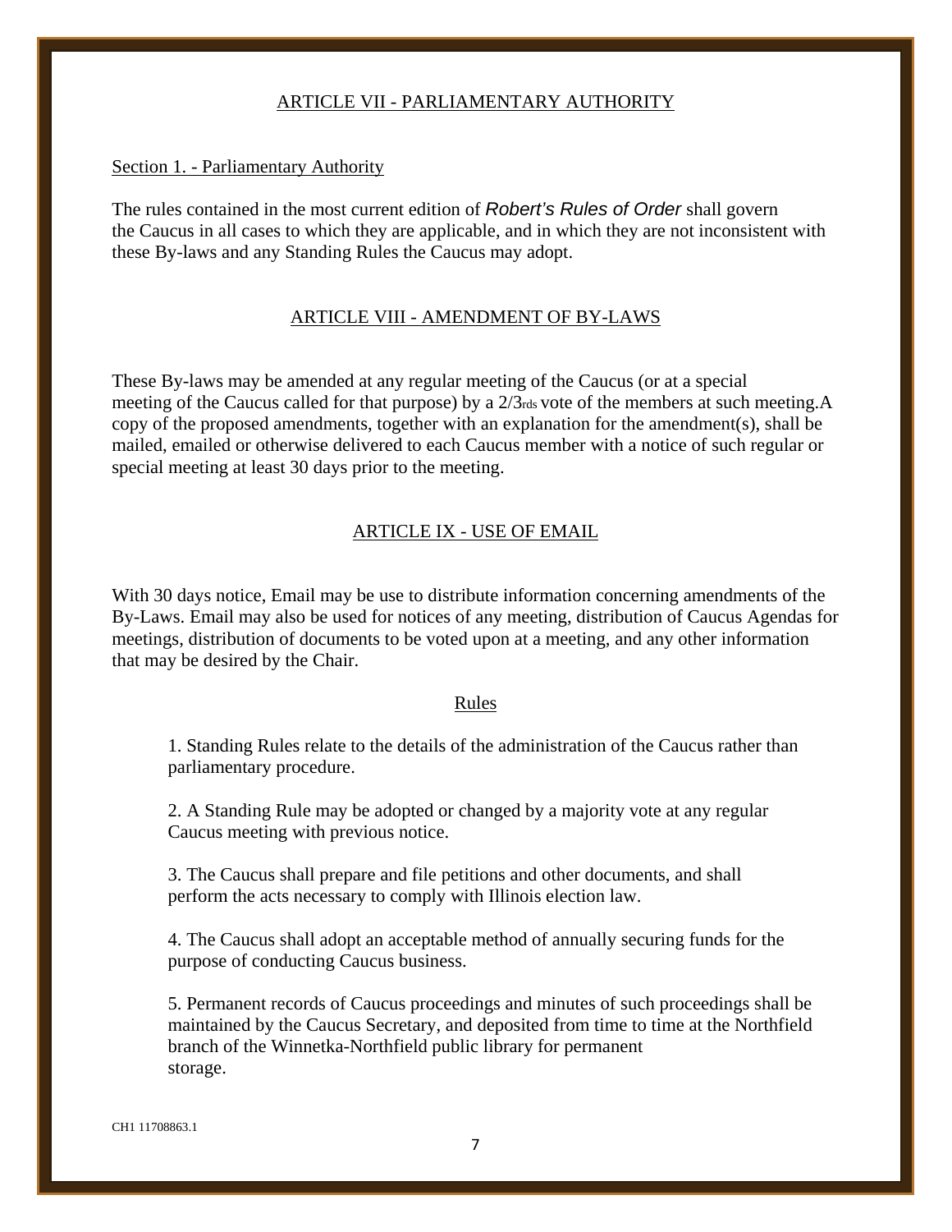## ARTICLE VII - PARLIAMENTARY AUTHORITY

Section 1. - Parliamentary Authority

The rules contained in the most current edition of *Robert's Rules of Order* shall govern the Caucus in all cases to which they are applicable, and in which they are not inconsistent with these By-laws and any Standing Rules the Caucus may adopt.

## ARTICLE VIII - AMENDMENT OF BY-LAWS

These By-laws may be amended at any regular meeting of the Caucus (or at a special meeting of the Caucus called for that purpose) by a 2/3rds vote of the members at such meeting.A copy of the proposed amendments, together with an explanation for the amendment(s), shall be mailed, emailed or otherwise delivered to each Caucus member with a notice of such regular or special meeting at least 30 days prior to the meeting.

## ARTICLE IX - USE OF EMAIL

With 30 days notice, Email may be use to distribute information concerning amendments of the By-Laws. Email may also be used for notices of any meeting, distribution of Caucus Agendas for meetings, distribution of documents to be voted upon at a meeting, and any other information that may be desired by the Chair.

### Rules

1. Standing Rules relate to the details of the administration of the Caucus rather than parliamentary procedure.

2. A Standing Rule may be adopted or changed by a majority vote at any regular Caucus meeting with previous notice.

3. The Caucus shall prepare and file petitions and other documents, and shall perform the acts necessary to comply with Illinois election law.

4. The Caucus shall adopt an acceptable method of annually securing funds for the purpose of conducting Caucus business.

5. Permanent records of Caucus proceedings and minutes of such proceedings shall be maintained by the Caucus Secretary, and deposited from time to time at the Northfield branch of the Winnetka-Northfield public library for permanent storage.

CH1 11708863.1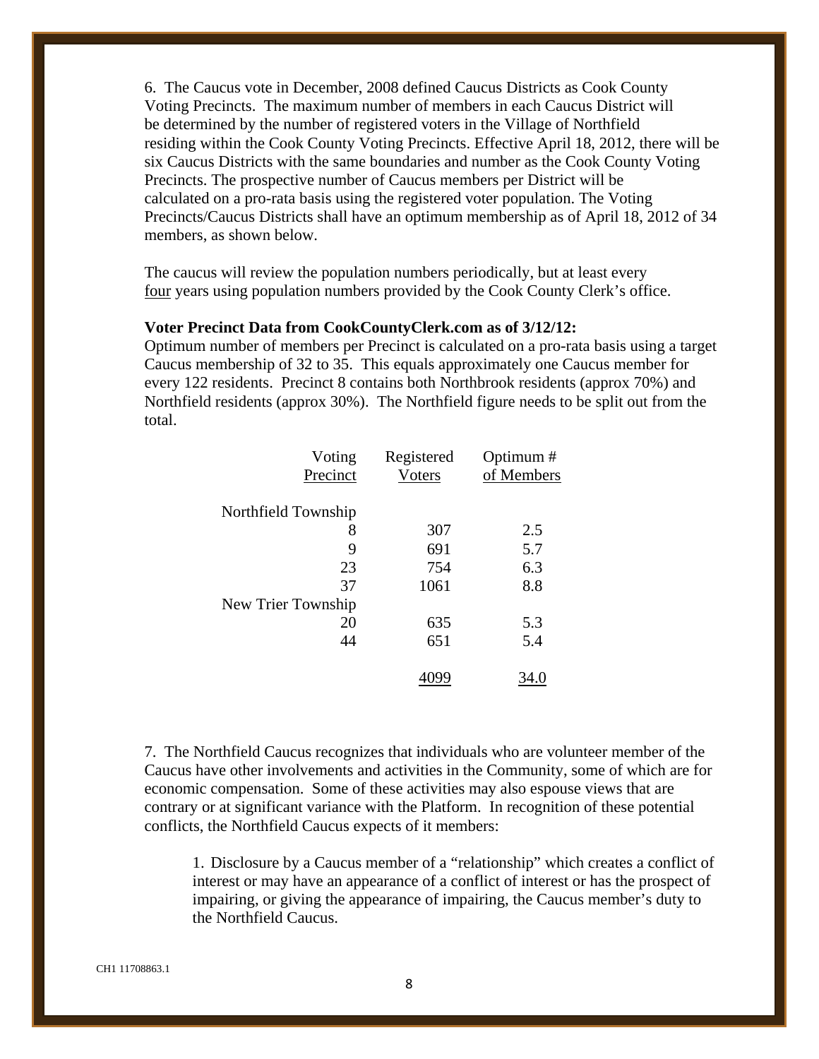6. The Caucus vote in December, 2008 defined Caucus Districts as Cook County Voting Precincts. The maximum number of members in each Caucus District will be determined by the number of registered voters in the Village of Northfield residing within the Cook County Voting Precincts. Effective April 18, 2012, there will be six Caucus Districts with the same boundaries and number as the Cook County Voting Precincts. The prospective number of Caucus members per District will be calculated on a pro-rata basis using the registered voter population. The Voting Precincts/Caucus Districts shall have an optimum membership as of April 18, 2012 of 34 members, as shown below.

The caucus will review the population numbers periodically, but at least every four years using population numbers provided by the Cook County Clerk's office.

**Voter Precinct Data from CookCountyClerk.com as of 3/12/12:**
Optimum number of members per Precinct is calculated on a pro-rata basis using a target Caucus membership of 32 to 35. This equals approximately one Caucus member for every 122 residents. Precinct 8 contains both Northbrook residents (approx 70%) and Northfield residents (approx 30%). The Northfield figure needs to be split out from the total.

| Voting Precinct | Registered Voters | Optimum # of Members |
|---:|---:|---:|
| Northfield Township | | |
| 8 | 307 | 2.5 |
| 9 | 691 | 5.7 |
| 23 | 754 | 6.3 |
| 37 | 1061 | 8.8 |
| New Trier Township | | |
| 20 | 635 | 5.3 |
| 44 | 651 | 5.4 |
| | 4099 | 34.0 |

7. The Northfield Caucus recognizes that individuals who are volunteer member of the Caucus have other involvements and activities in the Community, some of which are for economic compensation. Some of these activities may also espouse views that are contrary or at significant variance with the Platform. In recognition of these potential conflicts, the Northfield Caucus expects of it members:

> 1. Disclosure by a Caucus member of a "relationship" which creates a conflict of interest or may have an appearance of a conflict of interest or has the prospect of impairing, or giving the appearance of impairing, the Caucus member's duty to the Northfield Caucus.

CH1 11708863.1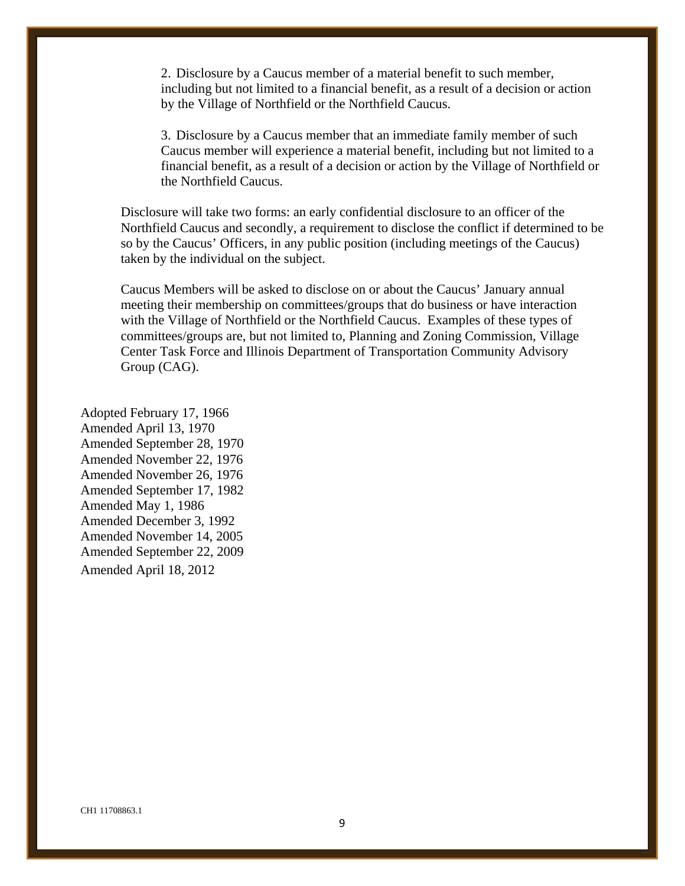2. Disclosure by a Caucus member of a material benefit to such member, including but not limited to a financial benefit, as a result of a decision or action by the Village of Northfield or the Northfield Caucus.

3. Disclosure by a Caucus member that an immediate family member of such Caucus member will experience a material benefit, including but not limited to a financial benefit, as a result of a decision or action by the Village of Northfield or the Northfield Caucus.

Disclosure will take two forms: an early confidential disclosure to an officer of the Northfield Caucus and secondly, a requirement to disclose the conflict if determined to be so by the Caucus' Officers, in any public position (including meetings of the Caucus) taken by the individual on the subject.

Caucus Members will be asked to disclose on or about the Caucus' January annual meeting their membership on committees/groups that do business or have interaction with the Village of Northfield or the Northfield Caucus. Examples of these types of committees/groups are, but not limited to, Planning and Zoning Commission, Village Center Task Force and Illinois Department of Transportation Community Advisory Group (CAG).

Adopted February 17, 1966
Amended April 13, 1970
Amended September 28, 1970
Amended November 22, 1976
Amended November 26, 1976
Amended September 17, 1982
Amended May 1, 1986
Amended December 3, 1992
Amended November 14, 2005
Amended September 22, 2009
Amended April 18, 2012

CH1 11708863.1